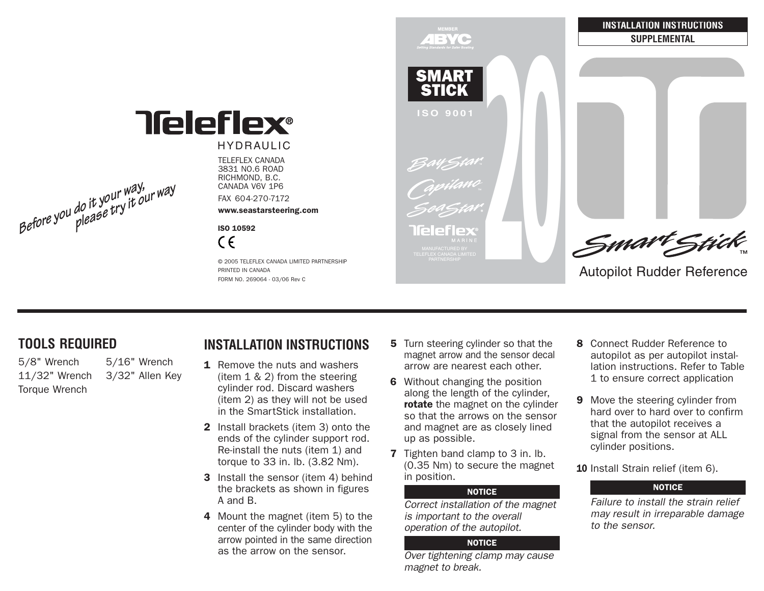INSTALLATION INSTRUCTIONS

SUPPLEMENTAL

# SmartStick™

Autopilot Rudder Reference

MEMBER ABYC *Setting Standards for Safer Boating*

**SMART STICK**

ISO 9001

*BayStar* *Capilano* *SeaStar* Teleflex® MARINE

MANUFACTURED BY TELEFLEX CANADA LIMITED PARTNERSHIP

20

*Before you do it your way, please try it our way*

**Teleflex®** HYDRAULIC

TELEFLEX CANADA
3831 NO.6 ROAD
RICHMOND, B.C.
CANADA V6V 1P6

FAX 604-270-7172

**www.seastarsteering.com**

**ISO 10592**

CE

© 2005 TELEFLEX CANADA LIMITED PARTNERSHIP
PRINTED IN CANADA
FORM NO. 269064 - 03/06 Rev C

## TOOLS REQUIRED

5/8" Wrench
5/16" Wrench
11/32" Wrench
3/32" Allen Key
Torque Wrench

## INSTALLATION INSTRUCTIONS

1. Remove the nuts and washers (item 1 & 2) from the steering cylinder rod. Discard washers (item 2) as they will not be used in the SmartStick installation.
2. Install brackets (item 3) onto the ends of the cylinder support rod. Re-install the nuts (item 1) and torque to 33 in. lb. (3.82 Nm).
3. Install the sensor (item 4) behind the brackets as shown in figures A and B.
4. Mount the magnet (item 5) to the center of the cylinder body with the arrow pointed in the same direction as the arrow on the sensor.
5. Turn steering cylinder so that the magnet arrow and the sensor decal arrow are nearest each other.
6. Without changing the position along the length of the cylinder, **rotate** the magnet on the cylinder so that the arrows on the sensor and magnet are as closely lined up as possible.
7. Tighten band clamp to 3 in. lb. (0.35 Nm) to secure the magnet in position.

**NOTICE**

*Correct installation of the magnet is important to the overall operation of the autopilot.*

**NOTICE**

*Over tightening clamp may cause magnet to break.*

8. Connect Rudder Reference to autopilot as per autopilot installation instructions. Refer to Table 1 to ensure correct application
9. Move the steering cylinder from hard over to hard over to confirm that the autopilot receives a signal from the sensor at ALL cylinder positions.
10. Install Strain relief (item 6).

**NOTICE**

*Failure to install the strain relief may result in irreparable damage to the sensor.*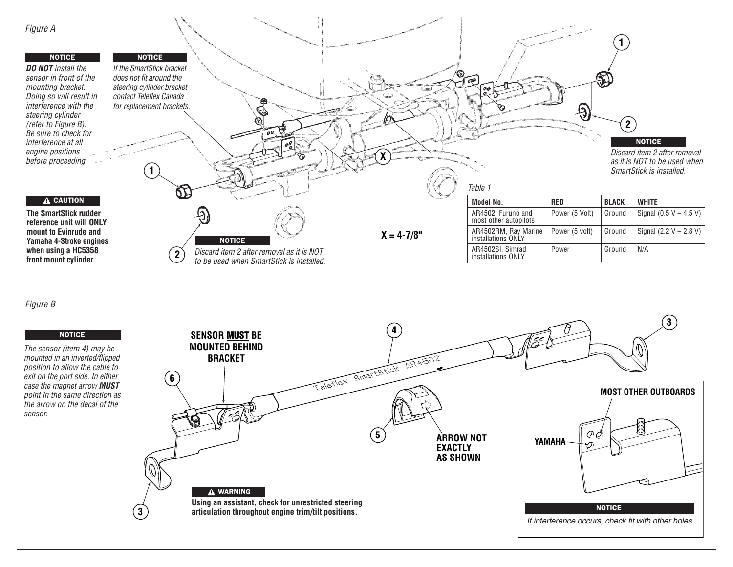*Figure A*

**NOTICE**

***DO NOT*** *install the sensor in front of the mounting bracket. Doing so will result in interference with the steering cylinder (refer to Figure B). Be sure to check for interference at all engine positions before proceeding.*

**NOTICE**

*If the SmartStick bracket does not fit around the steering cylinder bracket contact Teleflex Canada for replacement brackets.*

**⚠ CAUTION**

**The SmartStick rudder reference unit will ONLY mount to Evinrude and Yamaha 4-Stroke engines when using a HC5358 front mount cylinder.**

**NOTICE**

*Discard item 2 after removal as it is NOT to be used when SmartStick is installed.*

**X = 4-7/8"**

**NOTICE**

*Discard item 2 after removal as it is NOT to be used when SmartStick is installed.*

*Table 1*

| Model No. | RED | BLACK | WHITE |
|---|---|---|---|
| AR4502, Furuno and most other autopilots | Power (5 Volt) | Ground | Signal (0.5 V – 4.5 V) |
| AR4502RM, Ray Marine installations ONLY | Power (5 volt) | Ground | Signal (2.2 V – 2.8 V) |
| AR4502SI, Simrad installations ONLY | Power | Ground | N/A |

*Figure B*

**NOTICE**

*The sensor (item 4) may be mounted in an inverted/flipped position to allow the cable to exit on the port side. In either case the magnet arrow* ***MUST*** *point in the same direction as the arrow on the decal of the sensor.*

**SENSOR MUST BE MOUNTED BEHIND BRACKET**

Teleflex SmartStick AR4502

**ARROW NOT EXACTLY AS SHOWN**

**⚠ WARNING**

**Using an assistant, check for unrestricted steering articulation throughout engine trim/tilt positions.**

**MOST OTHER OUTBOARDS**

**YAMAHA**

**NOTICE**

*If interference occurs, check fit with other holes.*